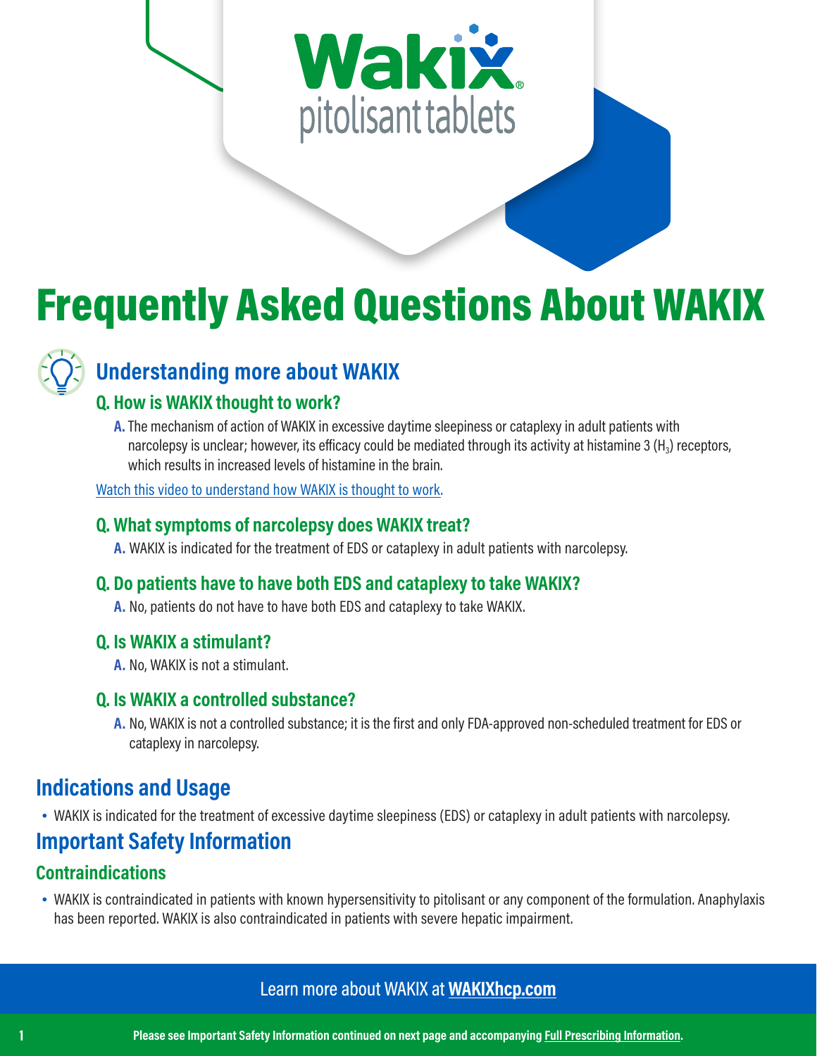Wakix®
pitolisant tablets

# Frequently Asked Questions About WAKIX

## Understanding more about WAKIX

### Q. How is WAKIX thought to work?

**A.** The mechanism of action of WAKIX in excessive daytime sleepiness or cataplexy in adult patients with narcolepsy is unclear; however, its efficacy could be mediated through its activity at histamine 3 ($H_3$) receptors, which results in increased levels of histamine in the brain.

[Watch this video to understand how WAKIX is thought to work.]

### Q. What symptoms of narcolepsy does WAKIX treat?

**A.** WAKIX is indicated for the treatment of EDS or cataplexy in adult patients with narcolepsy.

### Q. Do patients have to have both EDS and cataplexy to take WAKIX?

**A.** No, patients do not have to have both EDS and cataplexy to take WAKIX.

### Q. Is WAKIX a stimulant?

**A.** No, WAKIX is not a stimulant.

### Q. Is WAKIX a controlled substance?

**A.** No, WAKIX is not a controlled substance; it is the first and only FDA-approved non-scheduled treatment for EDS or cataplexy in narcolepsy.

## Indications and Usage

- WAKIX is indicated for the treatment of excessive daytime sleepiness (EDS) or cataplexy in adult patients with narcolepsy.

## Important Safety Information

### Contraindications

- WAKIX is contraindicated in patients with known hypersensitivity to pitolisant or any component of the formulation. Anaphylaxis has been reported. WAKIX is also contraindicated in patients with severe hepatic impairment.

Learn more about WAKIX at **WAKIXhcp.com**

**Please see Important Safety Information continued on next page and accompanying Full Prescribing Information.**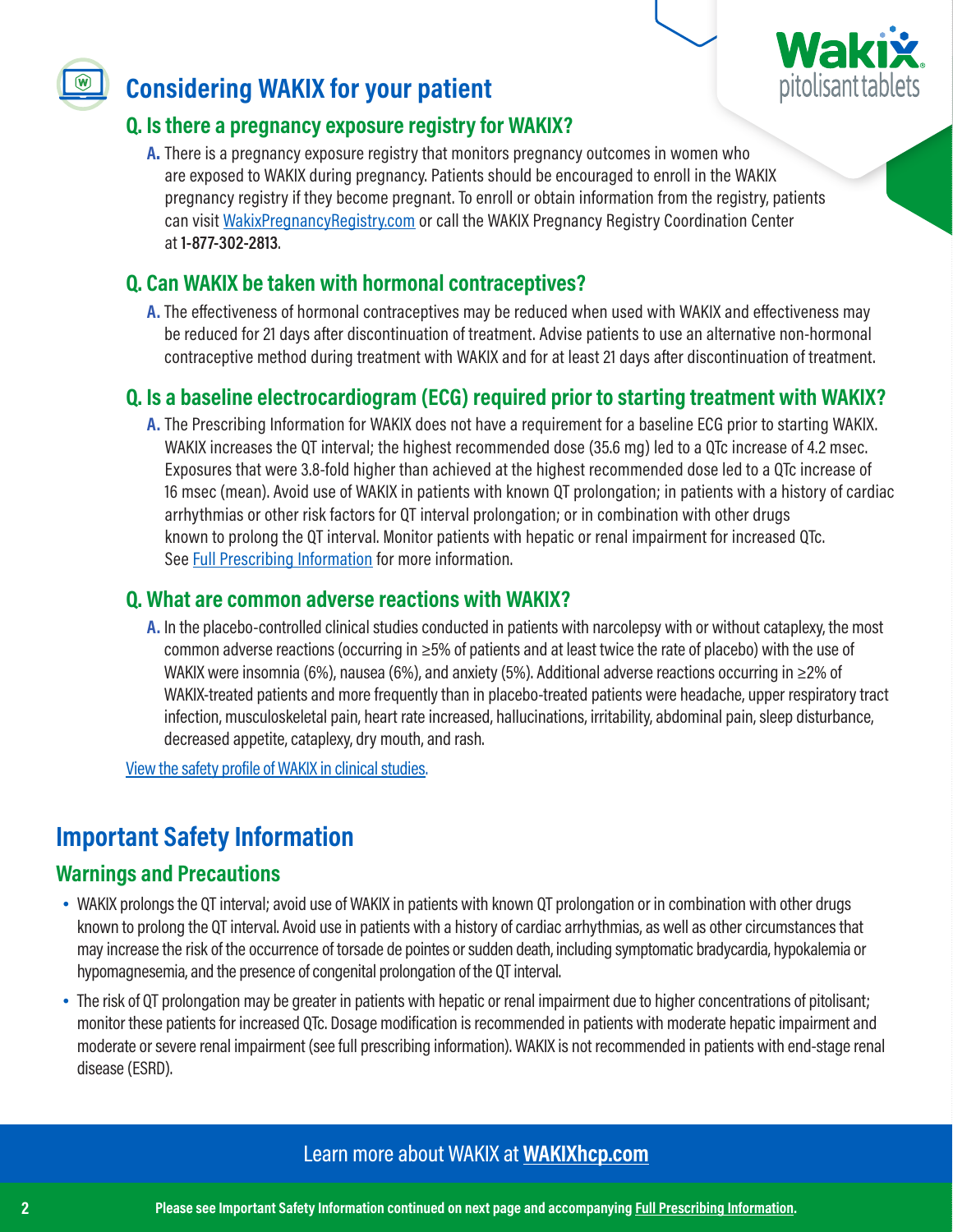## Considering WAKIX for your patient

### Q. Is there a pregnancy exposure registry for WAKIX?

**A.** There is a pregnancy exposure registry that monitors pregnancy outcomes in women who are exposed to WAKIX during pregnancy. Patients should be encouraged to enroll in the WAKIX pregnancy registry if they become pregnant. To enroll or obtain information from the registry, patients can visit WakixPregnancyRegistry.com or call the WAKIX Pregnancy Registry Coordination Center at **1-877-302-2813**.

### Q. Can WAKIX be taken with hormonal contraceptives?

**A.** The effectiveness of hormonal contraceptives may be reduced when used with WAKIX and effectiveness may be reduced for 21 days after discontinuation of treatment. Advise patients to use an alternative non-hormonal contraceptive method during treatment with WAKIX and for at least 21 days after discontinuation of treatment.

### Q. Is a baseline electrocardiogram (ECG) required prior to starting treatment with WAKIX?

**A.** The Prescribing Information for WAKIX does not have a requirement for a baseline ECG prior to starting WAKIX. WAKIX increases the QT interval; the highest recommended dose (35.6 mg) led to a QTc increase of 4.2 msec. Exposures that were 3.8-fold higher than achieved at the highest recommended dose led to a QTc increase of 16 msec (mean). Avoid use of WAKIX in patients with known QT prolongation; in patients with a history of cardiac arrhythmias or other risk factors for QT interval prolongation; or in combination with other drugs known to prolong the QT interval. Monitor patients with hepatic or renal impairment for increased QTc. See Full Prescribing Information for more information.

### Q. What are common adverse reactions with WAKIX?

**A.** In the placebo-controlled clinical studies conducted in patients with narcolepsy with or without cataplexy, the most common adverse reactions (occurring in ≥5% of patients and at least twice the rate of placebo) with the use of WAKIX were insomnia (6%), nausea (6%), and anxiety (5%). Additional adverse reactions occurring in ≥2% of WAKIX-treated patients and more frequently than in placebo-treated patients were headache, upper respiratory tract infection, musculoskeletal pain, heart rate increased, hallucinations, irritability, abdominal pain, sleep disturbance, decreased appetite, cataplexy, dry mouth, and rash.

View the safety profile of WAKIX in clinical studies.

## Important Safety Information

### Warnings and Precautions

- WAKIX prolongs the QT interval; avoid use of WAKIX in patients with known QT prolongation or in combination with other drugs known to prolong the QT interval. Avoid use in patients with a history of cardiac arrhythmias, as well as other circumstances that may increase the risk of the occurrence of torsade de pointes or sudden death, including symptomatic bradycardia, hypokalemia or hypomagnesemia, and the presence of congenital prolongation of the QT interval.
- The risk of QT prolongation may be greater in patients with hepatic or renal impairment due to higher concentrations of pitolisant; monitor these patients for increased QTc. Dosage modification is recommended in patients with moderate hepatic impairment and moderate or severe renal impairment (see full prescribing information). WAKIX is not recommended in patients with end-stage renal disease (ESRD).

Learn more about WAKIX at **WAKIXhcp.com**

**Please see Important Safety Information continued on next page and accompanying Full Prescribing Information.**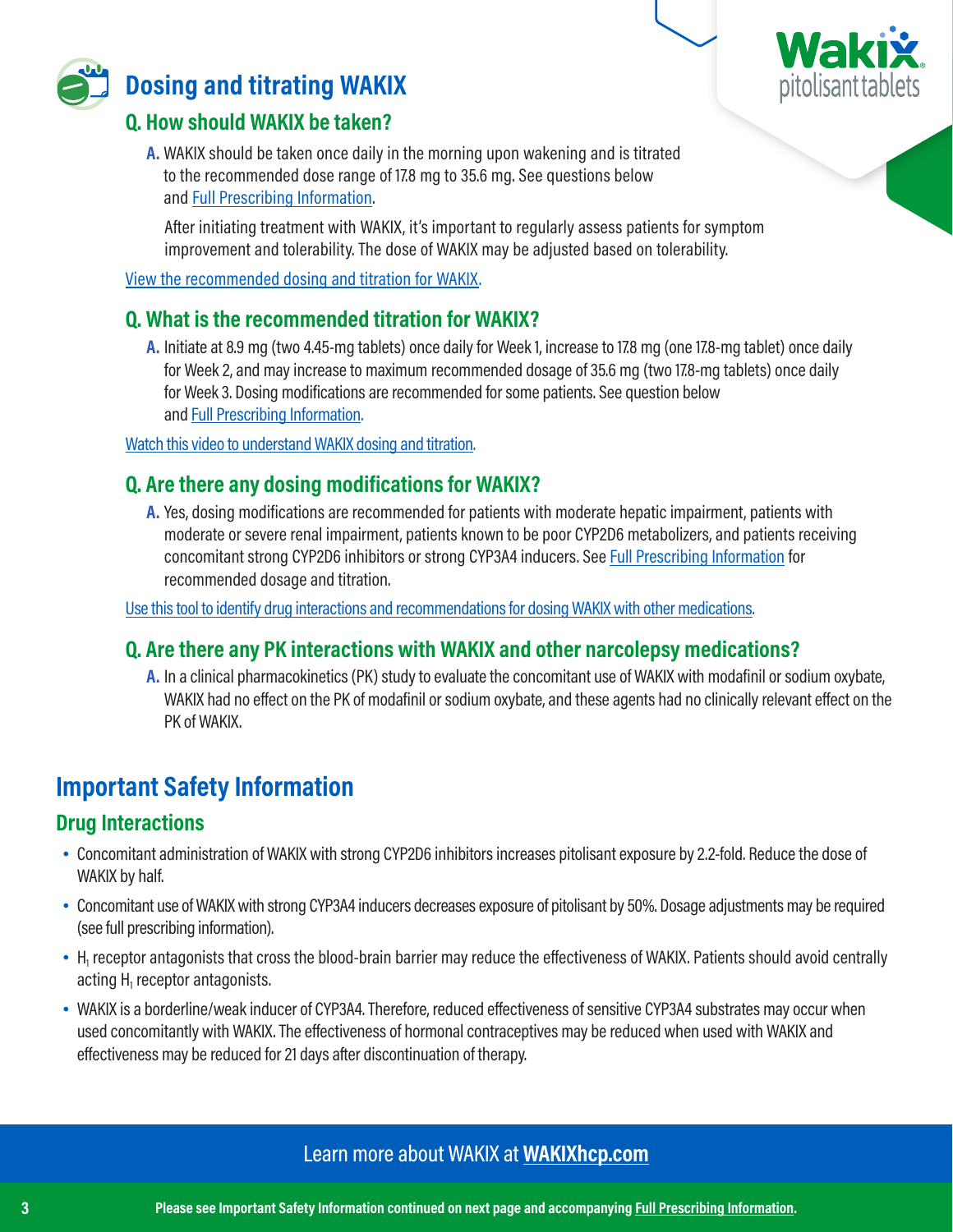# Dosing and titrating WAKIX

### Q. How should WAKIX be taken?

**A.** WAKIX should be taken once daily in the morning upon wakening and is titrated to the recommended dose range of 17.8 mg to 35.6 mg. See questions below and Full Prescribing Information.

After initiating treatment with WAKIX, it's important to regularly assess patients for symptom improvement and tolerability. The dose of WAKIX may be adjusted based on tolerability.

View the recommended dosing and titration for WAKIX.

### Q. What is the recommended titration for WAKIX?

**A.** Initiate at 8.9 mg (two 4.45-mg tablets) once daily for Week 1, increase to 17.8 mg (one 17.8-mg tablet) once daily for Week 2, and may increase to maximum recommended dosage of 35.6 mg (two 17.8-mg tablets) once daily for Week 3. Dosing modifications are recommended for some patients. See question below and Full Prescribing Information.

Watch this video to understand WAKIX dosing and titration.

### Q. Are there any dosing modifications for WAKIX?

**A.** Yes, dosing modifications are recommended for patients with moderate hepatic impairment, patients with moderate or severe renal impairment, patients known to be poor CYP2D6 metabolizers, and patients receiving concomitant strong CYP2D6 inhibitors or strong CYP3A4 inducers. See Full Prescribing Information for recommended dosage and titration.

Use this tool to identify drug interactions and recommendations for dosing WAKIX with other medications.

### Q. Are there any PK interactions with WAKIX and other narcolepsy medications?

**A.** In a clinical pharmacokinetics (PK) study to evaluate the concomitant use of WAKIX with modafinil or sodium oxybate, WAKIX had no effect on the PK of modafinil or sodium oxybate, and these agents had no clinically relevant effect on the PK of WAKIX.

## Important Safety Information

### Drug Interactions

- Concomitant administration of WAKIX with strong CYP2D6 inhibitors increases pitolisant exposure by 2.2-fold. Reduce the dose of WAKIX by half.
- Concomitant use of WAKIX with strong CYP3A4 inducers decreases exposure of pitolisant by 50%. Dosage adjustments may be required (see full prescribing information).
- $H_1$ receptor antagonists that cross the blood-brain barrier may reduce the effectiveness of WAKIX. Patients should avoid centrally acting $H_1$ receptor antagonists.
- WAKIX is a borderline/weak inducer of CYP3A4. Therefore, reduced effectiveness of sensitive CYP3A4 substrates may occur when used concomitantly with WAKIX. The effectiveness of hormonal contraceptives may be reduced when used with WAKIX and effectiveness may be reduced for 21 days after discontinuation of therapy.

Learn more about WAKIX at **WAKIXhcp.com**

**Please see Important Safety Information continued on next page and accompanying Full Prescribing Information.**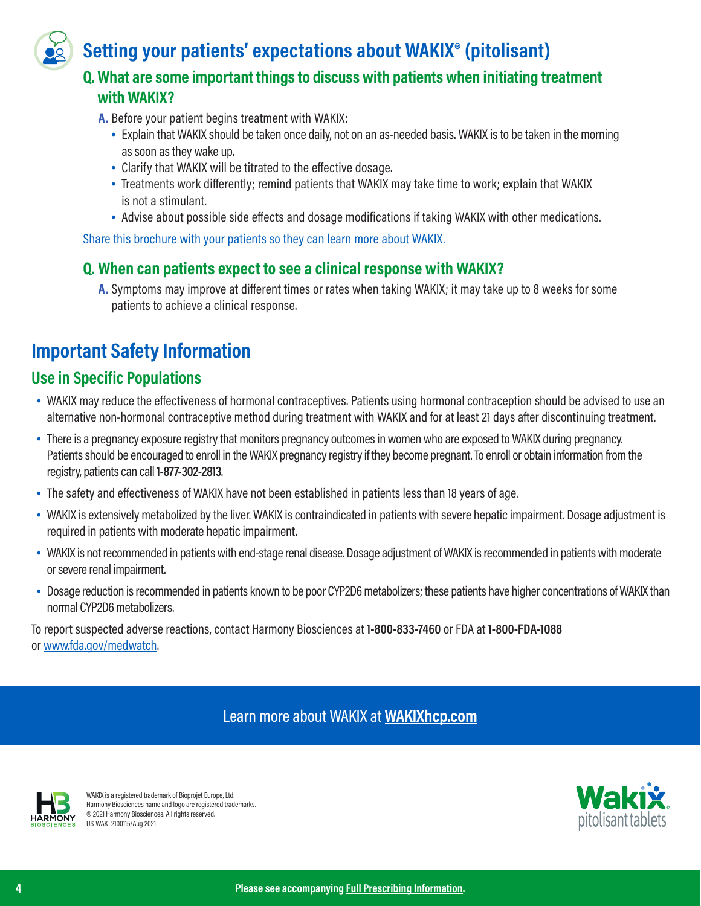## Setting your patients' expectations about WAKIX® (pitolisant)

### Q. What are some important things to discuss with patients when initiating treatment with WAKIX?

**A.** Before your patient begins treatment with WAKIX:

- Explain that WAKIX should be taken once daily, not on an as-needed basis. WAKIX is to be taken in the morning as soon as they wake up.
- Clarify that WAKIX will be titrated to the effective dosage.
- Treatments work differently; remind patients that WAKIX may take time to work; explain that WAKIX is not a stimulant.
- Advise about possible side effects and dosage modifications if taking WAKIX with other medications.

Share this brochure with your patients so they can learn more about WAKIX.

### Q. When can patients expect to see a clinical response with WAKIX?

**A.** Symptoms may improve at different times or rates when taking WAKIX; it may take up to 8 weeks for some patients to achieve a clinical response.

## Important Safety Information

### Use in Specific Populations

- WAKIX may reduce the effectiveness of hormonal contraceptives. Patients using hormonal contraception should be advised to use an alternative non-hormonal contraceptive method during treatment with WAKIX and for at least 21 days after discontinuing treatment.
- There is a pregnancy exposure registry that monitors pregnancy outcomes in women who are exposed to WAKIX during pregnancy. Patients should be encouraged to enroll in the WAKIX pregnancy registry if they become pregnant. To enroll or obtain information from the registry, patients can call **1-877-302-2813**.
- The safety and effectiveness of WAKIX have not been established in patients less than 18 years of age.
- WAKIX is extensively metabolized by the liver. WAKIX is contraindicated in patients with severe hepatic impairment. Dosage adjustment is required in patients with moderate hepatic impairment.
- WAKIX is not recommended in patients with end-stage renal disease. Dosage adjustment of WAKIX is recommended in patients with moderate or severe renal impairment.
- Dosage reduction is recommended in patients known to be poor CYP2D6 metabolizers; these patients have higher concentrations of WAKIX than normal CYP2D6 metabolizers.

To report suspected adverse reactions, contact Harmony Biosciences at **1-800-833-7460** or FDA at **1-800-FDA-1088** or www.fda.gov/medwatch.

Learn more about WAKIX at **WAKIXhcp.com**

HARMONY BIOSCIENCES

WAKIX is a registered trademark of Bioprojet Europe, Ltd.
Harmony Biosciences name and logo are registered trademarks.
© 2021 Harmony Biosciences. All rights reserved.
US-WAK- 2100115/Aug 2021

Wakix
pitolisant tablets

**Please see accompanying Full Prescribing Information.**